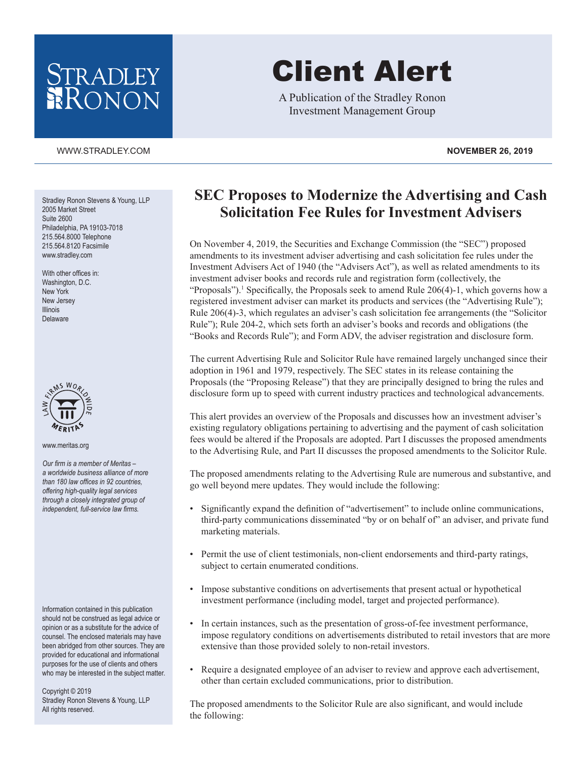# Client Alert

A Publication of the Stradley Ronon Investment Management Group

WWW.STRADLEY.COM

**NOVEMBER 26, 2019**

Stradley Ronon Stevens & Young, LLP
2005 Market Street
Suite 2600
Philadelphia, PA 19103-7018
215.564.8000 Telephone
215.564.8120 Facsimile
www.stradley.com

With other offices in:
Washington, D.C.
New York
New Jersey
Illinois
Delaware

www.meritas.org

*Our firm is a member of Meritas – a worldwide business alliance of more than 180 law offices in 92 countries, offering high-quality legal services through a closely integrated group of independent, full-service law firms.*

Information contained in this publication should not be construed as legal advice or opinion or as a substitute for the advice of counsel. The enclosed materials may have been abridged from other sources. They are provided for educational and informational purposes for the use of clients and others who may be interested in the subject matter.

Copyright © 2019
Stradley Ronon Stevens & Young, LLP
All rights reserved.

## SEC Proposes to Modernize the Advertising and Cash Solicitation Fee Rules for Investment Advisers

On November 4, 2019, the Securities and Exchange Commission (the "SEC") proposed amendments to its investment adviser advertising and cash solicitation fee rules under the Investment Advisers Act of 1940 (the "Advisers Act"), as well as related amendments to its investment adviser books and records rule and registration form (collectively, the "Proposals").[1] Specifically, the Proposals seek to amend Rule 206(4)-1, which governs how a registered investment adviser can market its products and services (the "Advertising Rule"); Rule 206(4)-3, which regulates an adviser's cash solicitation fee arrangements (the "Solicitor Rule"); Rule 204-2, which sets forth an adviser's books and records and obligations (the "Books and Records Rule"); and Form ADV, the adviser registration and disclosure form.

The current Advertising Rule and Solicitor Rule have remained largely unchanged since their adoption in 1961 and 1979, respectively. The SEC states in its release containing the Proposals (the "Proposing Release") that they are principally designed to bring the rules and disclosure form up to speed with current industry practices and technological advancements.

This alert provides an overview of the Proposals and discusses how an investment adviser's existing regulatory obligations pertaining to advertising and the payment of cash solicitation fees would be altered if the Proposals are adopted. Part I discusses the proposed amendments to the Advertising Rule, and Part II discusses the proposed amendments to the Solicitor Rule.

The proposed amendments relating to the Advertising Rule are numerous and substantive, and go well beyond mere updates. They would include the following:

- Significantly expand the definition of "advertisement" to include online communications, third-party communications disseminated "by or on behalf of" an adviser, and private fund marketing materials.
- Permit the use of client testimonials, non-client endorsements and third-party ratings, subject to certain enumerated conditions.
- Impose substantive conditions on advertisements that present actual or hypothetical investment performance (including model, target and projected performance).
- In certain instances, such as the presentation of gross-of-fee investment performance, impose regulatory conditions on advertisements distributed to retail investors that are more extensive than those provided solely to non-retail investors.
- Require a designated employee of an adviser to review and approve each advertisement, other than certain excluded communications, prior to distribution.

The proposed amendments to the Solicitor Rule are also significant, and would include the following: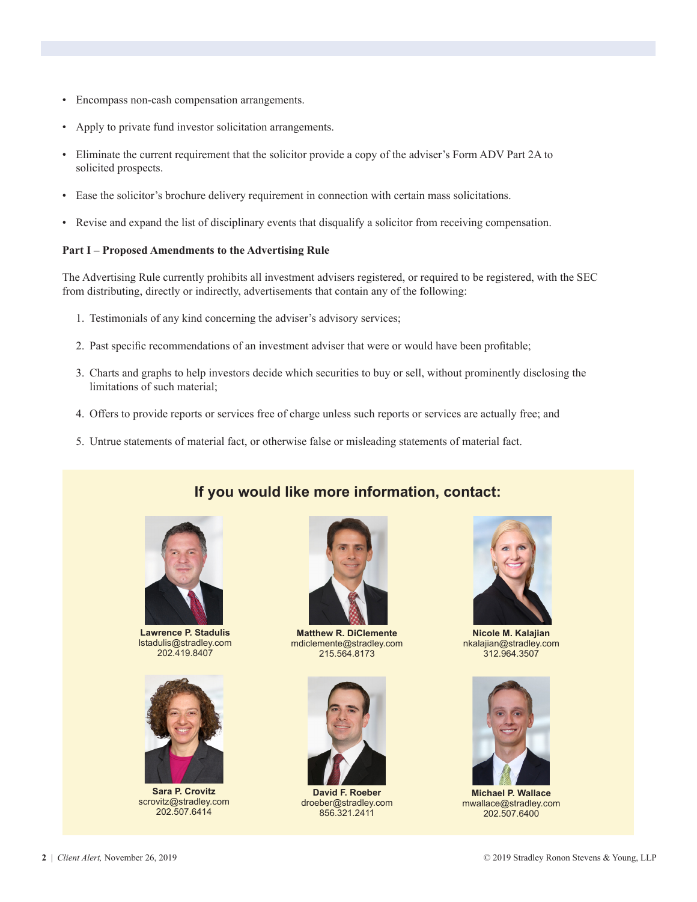- Encompass non-cash compensation arrangements.
- Apply to private fund investor solicitation arrangements.
- Eliminate the current requirement that the solicitor provide a copy of the adviser's Form ADV Part 2A to solicited prospects.
- Ease the solicitor's brochure delivery requirement in connection with certain mass solicitations.
- Revise and expand the list of disciplinary events that disqualify a solicitor from receiving compensation.

**Part I – Proposed Amendments to the Advertising Rule**

The Advertising Rule currently prohibits all investment advisers registered, or required to be registered, with the SEC from distributing, directly or indirectly, advertisements that contain any of the following:

1. Testimonials of any kind concerning the adviser's advisory services;
2. Past specific recommendations of an investment adviser that were or would have been profitable;
3. Charts and graphs to help investors decide which securities to buy or sell, without prominently disclosing the limitations of such material;
4. Offers to provide reports or services free of charge unless such reports or services are actually free; and
5. Untrue statements of material fact, or otherwise false or misleading statements of material fact.

## If you would like more information, contact:

**Lawrence P. Stadulis**
lstadulis@stradley.com
202.419.8407

**Matthew R. DiClemente**
mdiclemente@stradley.com
215.564.8173

**Nicole M. Kalajian**
nkalajian@stradley.com
312.964.3507

**Sara P. Crovitz**
scrovitz@stradley.com
202.507.6414

**David F. Roeber**
droeber@stradley.com
856.321.2411

**Michael P. Wallace**
mwallace@stradley.com
202.507.6400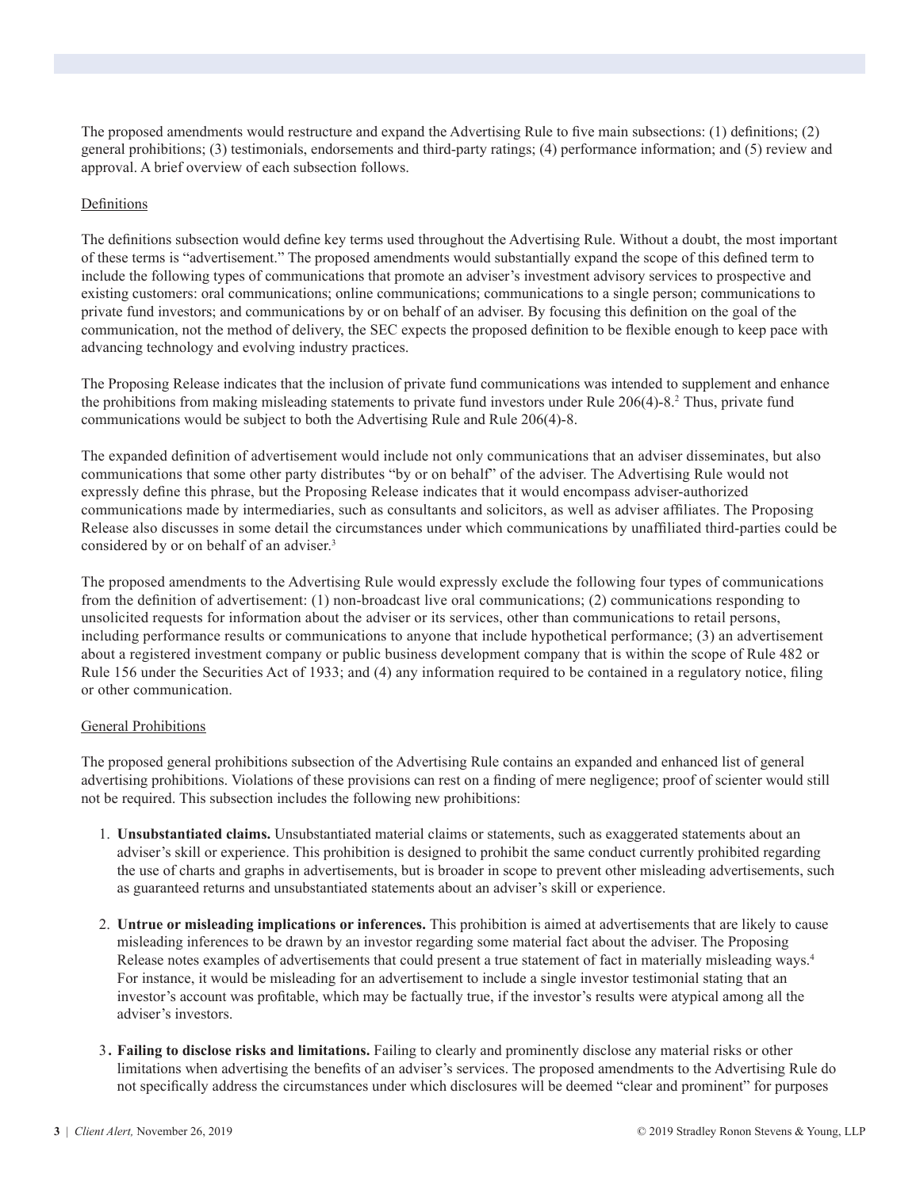The proposed amendments would restructure and expand the Advertising Rule to five main subsections: (1) definitions; (2) general prohibitions; (3) testimonials, endorsements and third-party ratings; (4) performance information; and (5) review and approval. A brief overview of each subsection follows.

Definitions

The definitions subsection would define key terms used throughout the Advertising Rule. Without a doubt, the most important of these terms is "advertisement." The proposed amendments would substantially expand the scope of this defined term to include the following types of communications that promote an adviser's investment advisory services to prospective and existing customers: oral communications; online communications; communications to a single person; communications to private fund investors; and communications by or on behalf of an adviser. By focusing this definition on the goal of the communication, not the method of delivery, the SEC expects the proposed definition to be flexible enough to keep pace with advancing technology and evolving industry practices.

The Proposing Release indicates that the inclusion of private fund communications was intended to supplement and enhance the prohibitions from making misleading statements to private fund investors under Rule 206(4)-8.[2] Thus, private fund communications would be subject to both the Advertising Rule and Rule 206(4)-8.

The expanded definition of advertisement would include not only communications that an adviser disseminates, but also communications that some other party distributes "by or on behalf" of the adviser. The Advertising Rule would not expressly define this phrase, but the Proposing Release indicates that it would encompass adviser-authorized communications made by intermediaries, such as consultants and solicitors, as well as adviser affiliates. The Proposing Release also discusses in some detail the circumstances under which communications by unaffiliated third-parties could be considered by or on behalf of an adviser.[3]

The proposed amendments to the Advertising Rule would expressly exclude the following four types of communications from the definition of advertisement: (1) non-broadcast live oral communications; (2) communications responding to unsolicited requests for information about the adviser or its services, other than communications to retail persons, including performance results or communications to anyone that include hypothetical performance; (3) an advertisement about a registered investment company or public business development company that is within the scope of Rule 482 or Rule 156 under the Securities Act of 1933; and (4) any information required to be contained in a regulatory notice, filing or other communication.

General Prohibitions

The proposed general prohibitions subsection of the Advertising Rule contains an expanded and enhanced list of general advertising prohibitions. Violations of these provisions can rest on a finding of mere negligence; proof of scienter would still not be required. This subsection includes the following new prohibitions:

1. **Unsubstantiated claims.** Unsubstantiated material claims or statements, such as exaggerated statements about an adviser's skill or experience. This prohibition is designed to prohibit the same conduct currently prohibited regarding the use of charts and graphs in advertisements, but is broader in scope to prevent other misleading advertisements, such as guaranteed returns and unsubstantiated statements about an adviser's skill or experience.

2. **Untrue or misleading implications or inferences.** This prohibition is aimed at advertisements that are likely to cause misleading inferences to be drawn by an investor regarding some material fact about the adviser. The Proposing Release notes examples of advertisements that could present a true statement of fact in materially misleading ways.[4] For instance, it would be misleading for an advertisement to include a single investor testimonial stating that an investor's account was profitable, which may be factually true, if the investor's results were atypical among all the adviser's investors.

3. **Failing to disclose risks and limitations.** Failing to clearly and prominently disclose any material risks or other limitations when advertising the benefits of an adviser's services. The proposed amendments to the Advertising Rule do not specifically address the circumstances under which disclosures will be deemed "clear and prominent" for purposes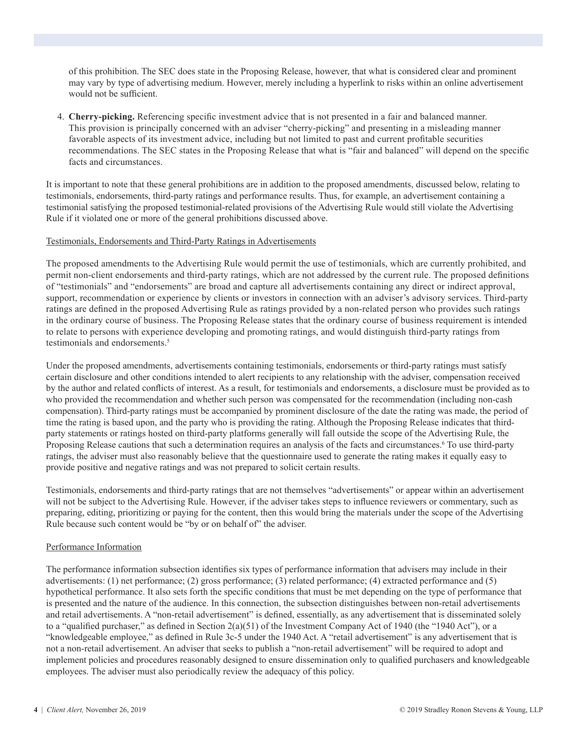of this prohibition. The SEC does state in the Proposing Release, however, that what is considered clear and prominent may vary by type of advertising medium. However, merely including a hyperlink to risks within an online advertisement would not be sufficient.

4. **Cherry-picking.** Referencing specific investment advice that is not presented in a fair and balanced manner. This provision is principally concerned with an adviser "cherry-picking" and presenting in a misleading manner favorable aspects of its investment advice, including but not limited to past and current profitable securities recommendations. The SEC states in the Proposing Release that what is "fair and balanced" will depend on the specific facts and circumstances.

It is important to note that these general prohibitions are in addition to the proposed amendments, discussed below, relating to testimonials, endorsements, third-party ratings and performance results. Thus, for example, an advertisement containing a testimonial satisfying the proposed testimonial-related provisions of the Advertising Rule would still violate the Advertising Rule if it violated one or more of the general prohibitions discussed above.

Testimonials, Endorsements and Third-Party Ratings in Advertisements

The proposed amendments to the Advertising Rule would permit the use of testimonials, which are currently prohibited, and permit non-client endorsements and third-party ratings, which are not addressed by the current rule. The proposed definitions of "testimonials" and "endorsements" are broad and capture all advertisements containing any direct or indirect approval, support, recommendation or experience by clients or investors in connection with an adviser's advisory services. Third-party ratings are defined in the proposed Advertising Rule as ratings provided by a non-related person who provides such ratings in the ordinary course of business. The Proposing Release states that the ordinary course of business requirement is intended to relate to persons with experience developing and promoting ratings, and would distinguish third-party ratings from testimonials and endorsements.[5]

Under the proposed amendments, advertisements containing testimonials, endorsements or third-party ratings must satisfy certain disclosure and other conditions intended to alert recipients to any relationship with the adviser, compensation received by the author and related conflicts of interest. As a result, for testimonials and endorsements, a disclosure must be provided as to who provided the recommendation and whether such person was compensated for the recommendation (including non-cash compensation). Third-party ratings must be accompanied by prominent disclosure of the date the rating was made, the period of time the rating is based upon, and the party who is providing the rating. Although the Proposing Release indicates that third-party statements or ratings hosted on third-party platforms generally will fall outside the scope of the Advertising Rule, the Proposing Release cautions that such a determination requires an analysis of the facts and circumstances.[6] To use third-party ratings, the adviser must also reasonably believe that the questionnaire used to generate the rating makes it equally easy to provide positive and negative ratings and was not prepared to solicit certain results.

Testimonials, endorsements and third-party ratings that are not themselves "advertisements" or appear within an advertisement will not be subject to the Advertising Rule. However, if the adviser takes steps to influence reviewers or commentary, such as preparing, editing, prioritizing or paying for the content, then this would bring the materials under the scope of the Advertising Rule because such content would be "by or on behalf of" the adviser.

Performance Information

The performance information subsection identifies six types of performance information that advisers may include in their advertisements: (1) net performance; (2) gross performance; (3) related performance; (4) extracted performance and (5) hypothetical performance. It also sets forth the specific conditions that must be met depending on the type of performance that is presented and the nature of the audience. In this connection, the subsection distinguishes between non-retail advertisements and retail advertisements. A "non-retail advertisement" is defined, essentially, as any advertisement that is disseminated solely to a "qualified purchaser," as defined in Section 2(a)(51) of the Investment Company Act of 1940 (the "1940 Act"), or a "knowledgeable employee," as defined in Rule 3c-5 under the 1940 Act. A "retail advertisement" is any advertisement that is not a non-retail advertisement. An adviser that seeks to publish a "non-retail advertisement" will be required to adopt and implement policies and procedures reasonably designed to ensure dissemination only to qualified purchasers and knowledgeable employees. The adviser must also periodically review the adequacy of this policy.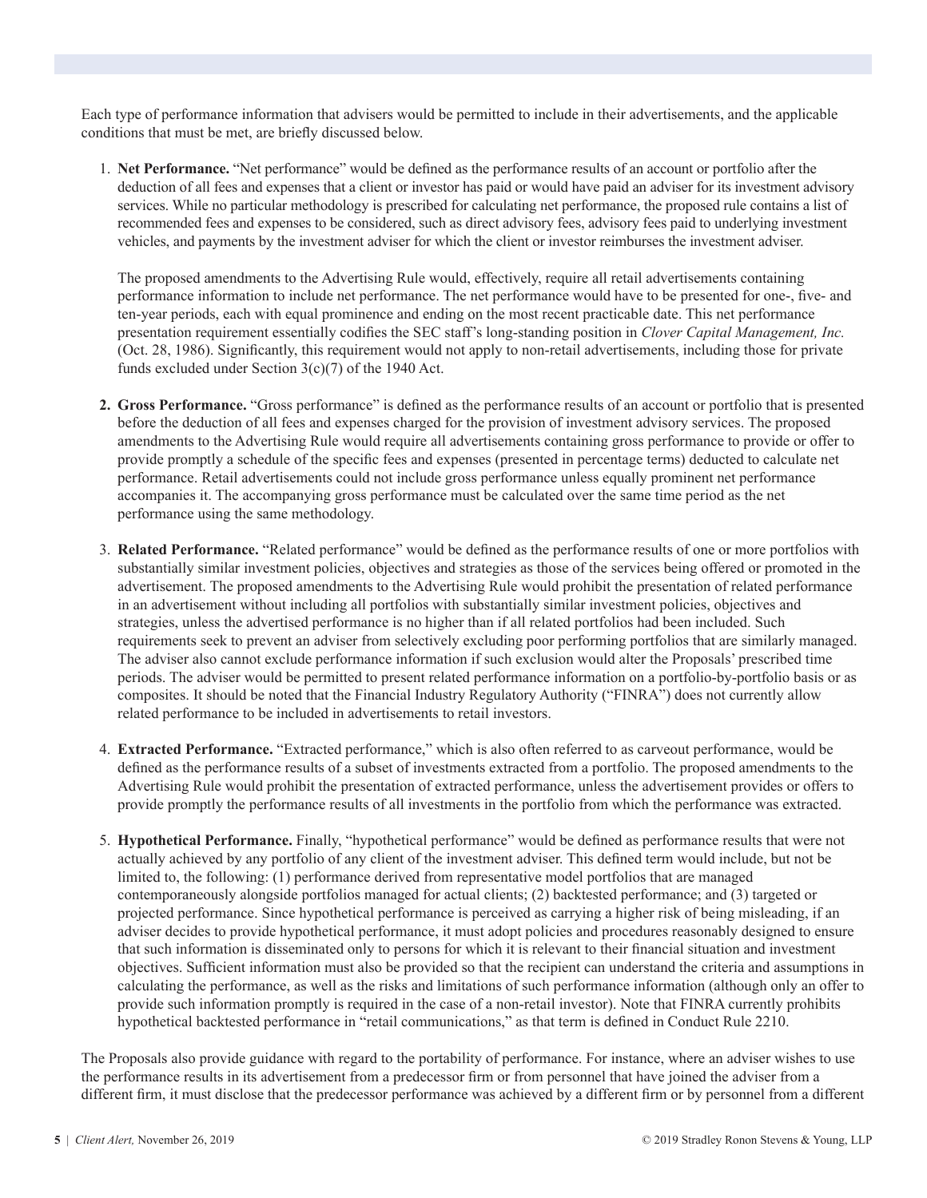Each type of performance information that advisers would be permitted to include in their advertisements, and the applicable conditions that must be met, are briefly discussed below.

1. **Net Performance.** "Net performance" would be defined as the performance results of an account or portfolio after the deduction of all fees and expenses that a client or investor has paid or would have paid an adviser for its investment advisory services. While no particular methodology is prescribed for calculating net performance, the proposed rule contains a list of recommended fees and expenses to be considered, such as direct advisory fees, advisory fees paid to underlying investment vehicles, and payments by the investment adviser for which the client or investor reimburses the investment adviser.

   The proposed amendments to the Advertising Rule would, effectively, require all retail advertisements containing performance information to include net performance. The net performance would have to be presented for one-, five- and ten-year periods, each with equal prominence and ending on the most recent practicable date. This net performance presentation requirement essentially codifies the SEC staff's long-standing position in *Clover Capital Management, Inc.* (Oct. 28, 1986). Significantly, this requirement would not apply to non-retail advertisements, including those for private funds excluded under Section 3(c)(7) of the 1940 Act.

2. **Gross Performance.** "Gross performance" is defined as the performance results of an account or portfolio that is presented before the deduction of all fees and expenses charged for the provision of investment advisory services. The proposed amendments to the Advertising Rule would require all advertisements containing gross performance to provide or offer to provide promptly a schedule of the specific fees and expenses (presented in percentage terms) deducted to calculate net performance. Retail advertisements could not include gross performance unless equally prominent net performance accompanies it. The accompanying gross performance must be calculated over the same time period as the net performance using the same methodology.

3. **Related Performance.** "Related performance" would be defined as the performance results of one or more portfolios with substantially similar investment policies, objectives and strategies as those of the services being offered or promoted in the advertisement. The proposed amendments to the Advertising Rule would prohibit the presentation of related performance in an advertisement without including all portfolios with substantially similar investment policies, objectives and strategies, unless the advertised performance is no higher than if all related portfolios had been included. Such requirements seek to prevent an adviser from selectively excluding poor performing portfolios that are similarly managed. The adviser also cannot exclude performance information if such exclusion would alter the Proposals' prescribed time periods. The adviser would be permitted to present related performance information on a portfolio-by-portfolio basis or as composites. It should be noted that the Financial Industry Regulatory Authority ("FINRA") does not currently allow related performance to be included in advertisements to retail investors.

4. **Extracted Performance.** "Extracted performance," which is also often referred to as carveout performance, would be defined as the performance results of a subset of investments extracted from a portfolio. The proposed amendments to the Advertising Rule would prohibit the presentation of extracted performance, unless the advertisement provides or offers to provide promptly the performance results of all investments in the portfolio from which the performance was extracted.

5. **Hypothetical Performance.** Finally, "hypothetical performance" would be defined as performance results that were not actually achieved by any portfolio of any client of the investment adviser. This defined term would include, but not be limited to, the following: (1) performance derived from representative model portfolios that are managed contemporaneously alongside portfolios managed for actual clients; (2) backtested performance; and (3) targeted or projected performance. Since hypothetical performance is perceived as carrying a higher risk of being misleading, if an adviser decides to provide hypothetical performance, it must adopt policies and procedures reasonably designed to ensure that such information is disseminated only to persons for which it is relevant to their financial situation and investment objectives. Sufficient information must also be provided so that the recipient can understand the criteria and assumptions in calculating the performance, as well as the risks and limitations of such performance information (although only an offer to provide such information promptly is required in the case of a non-retail investor). Note that FINRA currently prohibits hypothetical backtested performance in "retail communications," as that term is defined in Conduct Rule 2210.

The Proposals also provide guidance with regard to the portability of performance. For instance, where an adviser wishes to use the performance results in its advertisement from a predecessor firm or from personnel that have joined the adviser from a different firm, it must disclose that the predecessor performance was achieved by a different firm or by personnel from a different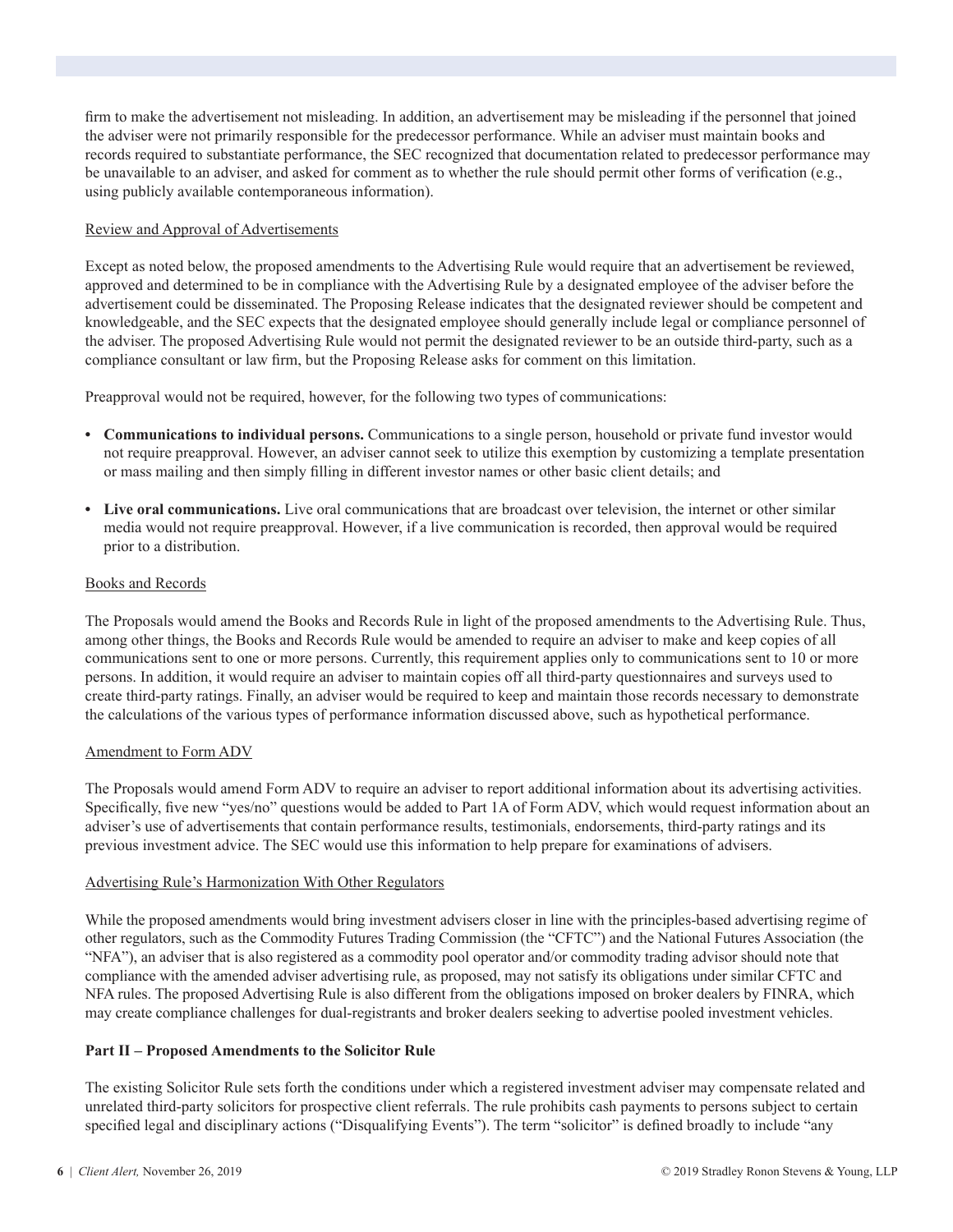firm to make the advertisement not misleading. In addition, an advertisement may be misleading if the personnel that joined the adviser were not primarily responsible for the predecessor performance. While an adviser must maintain books and records required to substantiate performance, the SEC recognized that documentation related to predecessor performance may be unavailable to an adviser, and asked for comment as to whether the rule should permit other forms of verification (e.g., using publicly available contemporaneous information).

Review and Approval of Advertisements

Except as noted below, the proposed amendments to the Advertising Rule would require that an advertisement be reviewed, approved and determined to be in compliance with the Advertising Rule by a designated employee of the adviser before the advertisement could be disseminated. The Proposing Release indicates that the designated reviewer should be competent and knowledgeable, and the SEC expects that the designated employee should generally include legal or compliance personnel of the adviser. The proposed Advertising Rule would not permit the designated reviewer to be an outside third-party, such as a compliance consultant or law firm, but the Proposing Release asks for comment on this limitation.

Preapproval would not be required, however, for the following two types of communications:

- **Communications to individual persons.** Communications to a single person, household or private fund investor would not require preapproval. However, an adviser cannot seek to utilize this exemption by customizing a template presentation or mass mailing and then simply filling in different investor names or other basic client details; and
- **Live oral communications.** Live oral communications that are broadcast over television, the internet or other similar media would not require preapproval. However, if a live communication is recorded, then approval would be required prior to a distribution.

Books and Records

The Proposals would amend the Books and Records Rule in light of the proposed amendments to the Advertising Rule. Thus, among other things, the Books and Records Rule would be amended to require an adviser to make and keep copies of all communications sent to one or more persons. Currently, this requirement applies only to communications sent to 10 or more persons. In addition, it would require an adviser to maintain copies off all third-party questionnaires and surveys used to create third-party ratings. Finally, an adviser would be required to keep and maintain those records necessary to demonstrate the calculations of the various types of performance information discussed above, such as hypothetical performance.

Amendment to Form ADV

The Proposals would amend Form ADV to require an adviser to report additional information about its advertising activities. Specifically, five new "yes/no" questions would be added to Part 1A of Form ADV, which would request information about an adviser's use of advertisements that contain performance results, testimonials, endorsements, third-party ratings and its previous investment advice. The SEC would use this information to help prepare for examinations of advisers.

Advertising Rule's Harmonization With Other Regulators

While the proposed amendments would bring investment advisers closer in line with the principles-based advertising regime of other regulators, such as the Commodity Futures Trading Commission (the "CFTC") and the National Futures Association (the "NFA"), an adviser that is also registered as a commodity pool operator and/or commodity trading advisor should note that compliance with the amended adviser advertising rule, as proposed, may not satisfy its obligations under similar CFTC and NFA rules. The proposed Advertising Rule is also different from the obligations imposed on broker dealers by FINRA, which may create compliance challenges for dual-registrants and broker dealers seeking to advertise pooled investment vehicles.

**Part II – Proposed Amendments to the Solicitor Rule**

The existing Solicitor Rule sets forth the conditions under which a registered investment adviser may compensate related and unrelated third-party solicitors for prospective client referrals. The rule prohibits cash payments to persons subject to certain specified legal and disciplinary actions ("Disqualifying Events"). The term "solicitor" is defined broadly to include "any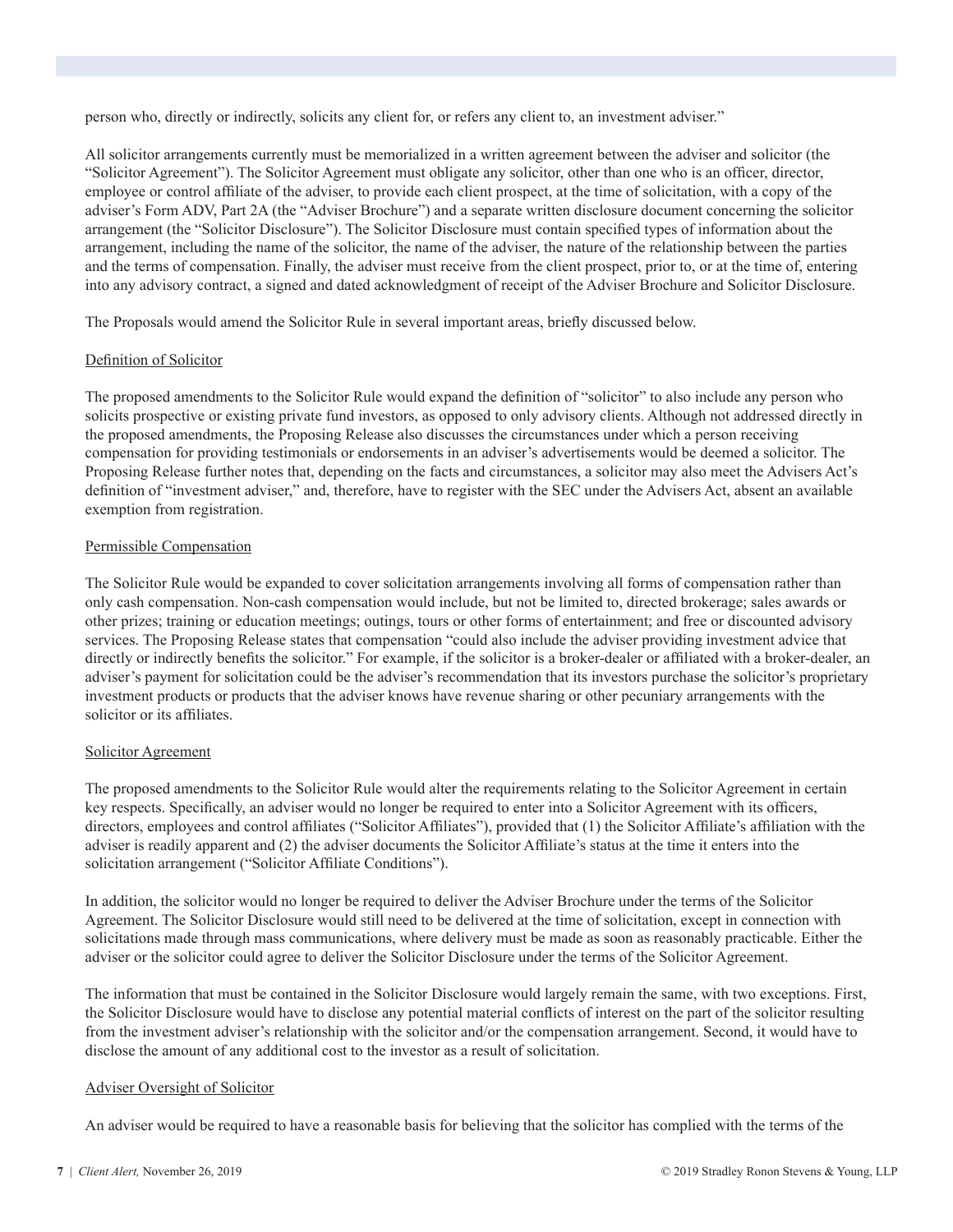person who, directly or indirectly, solicits any client for, or refers any client to, an investment adviser."

All solicitor arrangements currently must be memorialized in a written agreement between the adviser and solicitor (the "Solicitor Agreement"). The Solicitor Agreement must obligate any solicitor, other than one who is an officer, director, employee or control affiliate of the adviser, to provide each client prospect, at the time of solicitation, with a copy of the adviser's Form ADV, Part 2A (the "Adviser Brochure") and a separate written disclosure document concerning the solicitor arrangement (the "Solicitor Disclosure"). The Solicitor Disclosure must contain specified types of information about the arrangement, including the name of the solicitor, the name of the adviser, the nature of the relationship between the parties and the terms of compensation. Finally, the adviser must receive from the client prospect, prior to, or at the time of, entering into any advisory contract, a signed and dated acknowledgment of receipt of the Adviser Brochure and Solicitor Disclosure.

The Proposals would amend the Solicitor Rule in several important areas, briefly discussed below.

Definition of Solicitor

The proposed amendments to the Solicitor Rule would expand the definition of "solicitor" to also include any person who solicits prospective or existing private fund investors, as opposed to only advisory clients. Although not addressed directly in the proposed amendments, the Proposing Release also discusses the circumstances under which a person receiving compensation for providing testimonials or endorsements in an adviser's advertisements would be deemed a solicitor. The Proposing Release further notes that, depending on the facts and circumstances, a solicitor may also meet the Advisers Act's definition of "investment adviser," and, therefore, have to register with the SEC under the Advisers Act, absent an available exemption from registration.

Permissible Compensation

The Solicitor Rule would be expanded to cover solicitation arrangements involving all forms of compensation rather than only cash compensation. Non-cash compensation would include, but not be limited to, directed brokerage; sales awards or other prizes; training or education meetings; outings, tours or other forms of entertainment; and free or discounted advisory services. The Proposing Release states that compensation "could also include the adviser providing investment advice that directly or indirectly benefits the solicitor." For example, if the solicitor is a broker-dealer or affiliated with a broker-dealer, an adviser's payment for solicitation could be the adviser's recommendation that its investors purchase the solicitor's proprietary investment products or products that the adviser knows have revenue sharing or other pecuniary arrangements with the solicitor or its affiliates.

Solicitor Agreement

The proposed amendments to the Solicitor Rule would alter the requirements relating to the Solicitor Agreement in certain key respects. Specifically, an adviser would no longer be required to enter into a Solicitor Agreement with its officers, directors, employees and control affiliates ("Solicitor Affiliates"), provided that (1) the Solicitor Affiliate's affiliation with the adviser is readily apparent and (2) the adviser documents the Solicitor Affiliate's status at the time it enters into the solicitation arrangement ("Solicitor Affiliate Conditions").

In addition, the solicitor would no longer be required to deliver the Adviser Brochure under the terms of the Solicitor Agreement. The Solicitor Disclosure would still need to be delivered at the time of solicitation, except in connection with solicitations made through mass communications, where delivery must be made as soon as reasonably practicable. Either the adviser or the solicitor could agree to deliver the Solicitor Disclosure under the terms of the Solicitor Agreement.

The information that must be contained in the Solicitor Disclosure would largely remain the same, with two exceptions. First, the Solicitor Disclosure would have to disclose any potential material conflicts of interest on the part of the solicitor resulting from the investment adviser's relationship with the solicitor and/or the compensation arrangement. Second, it would have to disclose the amount of any additional cost to the investor as a result of solicitation.

Adviser Oversight of Solicitor

An adviser would be required to have a reasonable basis for believing that the solicitor has complied with the terms of the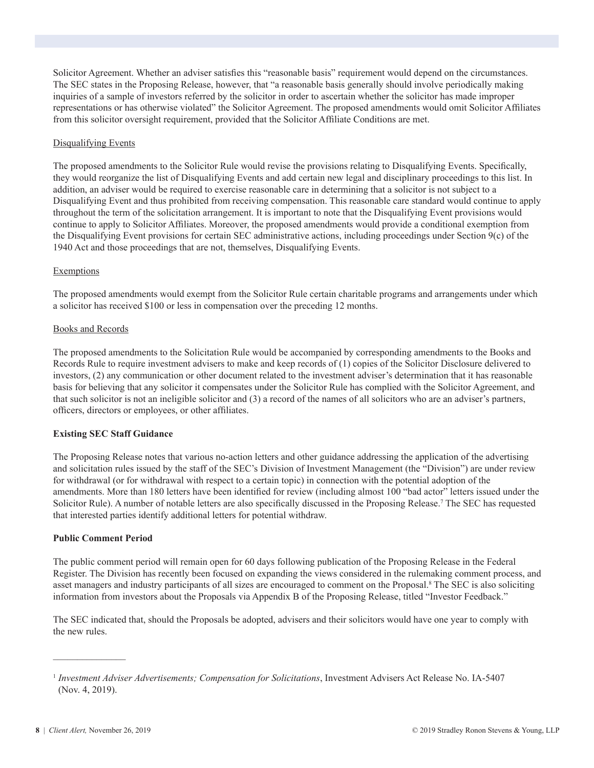Solicitor Agreement. Whether an adviser satisfies this "reasonable basis" requirement would depend on the circumstances. The SEC states in the Proposing Release, however, that "a reasonable basis generally should involve periodically making inquiries of a sample of investors referred by the solicitor in order to ascertain whether the solicitor has made improper representations or has otherwise violated" the Solicitor Agreement. The proposed amendments would omit Solicitor Affiliates from this solicitor oversight requirement, provided that the Solicitor Affiliate Conditions are met.

Disqualifying Events

The proposed amendments to the Solicitor Rule would revise the provisions relating to Disqualifying Events. Specifically, they would reorganize the list of Disqualifying Events and add certain new legal and disciplinary proceedings to this list. In addition, an adviser would be required to exercise reasonable care in determining that a solicitor is not subject to a Disqualifying Event and thus prohibited from receiving compensation. This reasonable care standard would continue to apply throughout the term of the solicitation arrangement. It is important to note that the Disqualifying Event provisions would continue to apply to Solicitor Affiliates. Moreover, the proposed amendments would provide a conditional exemption from the Disqualifying Event provisions for certain SEC administrative actions, including proceedings under Section 9(c) of the 1940 Act and those proceedings that are not, themselves, Disqualifying Events.

Exemptions

The proposed amendments would exempt from the Solicitor Rule certain charitable programs and arrangements under which a solicitor has received $100 or less in compensation over the preceding 12 months.

Books and Records

The proposed amendments to the Solicitation Rule would be accompanied by corresponding amendments to the Books and Records Rule to require investment advisers to make and keep records of (1) copies of the Solicitor Disclosure delivered to investors, (2) any communication or other document related to the investment adviser's determination that it has reasonable basis for believing that any solicitor it compensates under the Solicitor Rule has complied with the Solicitor Agreement, and that such solicitor is not an ineligible solicitor and (3) a record of the names of all solicitors who are an adviser's partners, officers, directors or employees, or other affiliates.

**Existing SEC Staff Guidance**

The Proposing Release notes that various no-action letters and other guidance addressing the application of the advertising and solicitation rules issued by the staff of the SEC's Division of Investment Management (the "Division") are under review for withdrawal (or for withdrawal with respect to a certain topic) in connection with the potential adoption of the amendments. More than 180 letters have been identified for review (including almost 100 "bad actor" letters issued under the Solicitor Rule). A number of notable letters are also specifically discussed in the Proposing Release.[7] The SEC has requested that interested parties identify additional letters for potential withdraw.

**Public Comment Period**

The public comment period will remain open for 60 days following publication of the Proposing Release in the Federal Register. The Division has recently been focused on expanding the views considered in the rulemaking comment process, and asset managers and industry participants of all sizes are encouraged to comment on the Proposal.[8] The SEC is also soliciting information from investors about the Proposals via Appendix B of the Proposing Release, titled "Investor Feedback."

The SEC indicated that, should the Proposals be adopted, advisers and their solicitors would have one year to comply with the new rules.

---

[1] *Investment Adviser Advertisements; Compensation for Solicitations*, Investment Advisers Act Release No. IA-5407 (Nov. 4, 2019).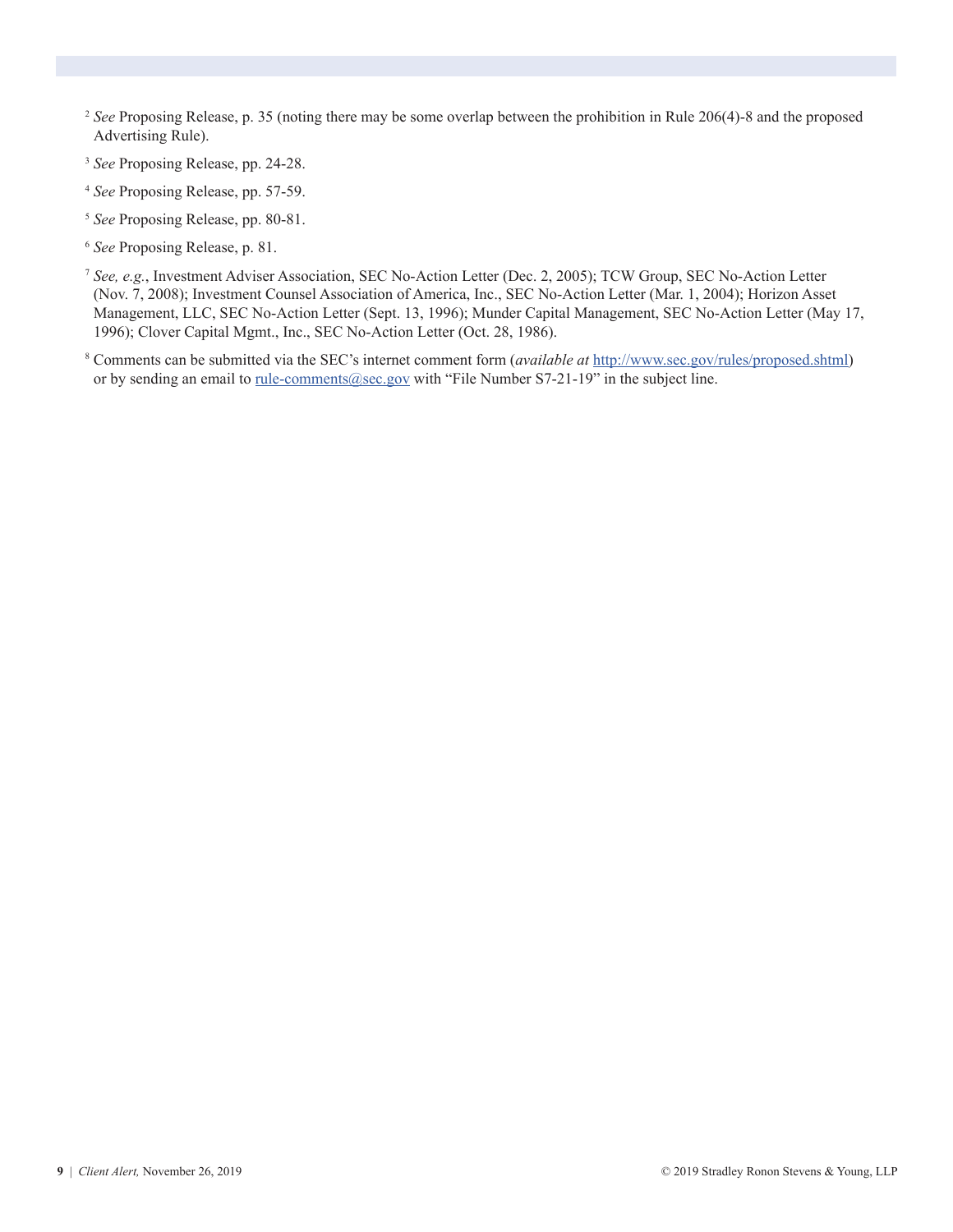[2] *See* Proposing Release, p. 35 (noting there may be some overlap between the prohibition in Rule 206(4)-8 and the proposed Advertising Rule).

[3] *See* Proposing Release, pp. 24-28.

[4] *See* Proposing Release, pp. 57-59.

[5] *See* Proposing Release, pp. 80-81.

[6] *See* Proposing Release, p. 81.

[7] *See, e.g.*, Investment Adviser Association, SEC No-Action Letter (Dec. 2, 2005); TCW Group, SEC No-Action Letter (Nov. 7, 2008); Investment Counsel Association of America, Inc., SEC No-Action Letter (Mar. 1, 2004); Horizon Asset Management, LLC, SEC No-Action Letter (Sept. 13, 1996); Munder Capital Management, SEC No-Action Letter (May 17, 1996); Clover Capital Mgmt., Inc., SEC No-Action Letter (Oct. 28, 1986).

[8] Comments can be submitted via the SEC's internet comment form (*available at* [http://www.sec.gov/rules/proposed.shtml](http://www.sec.gov/rules/proposed.shtml)) or by sending an email to [rule-comments@sec.gov](mailto:rule-comments@sec.gov) with "File Number S7-21-19" in the subject line.